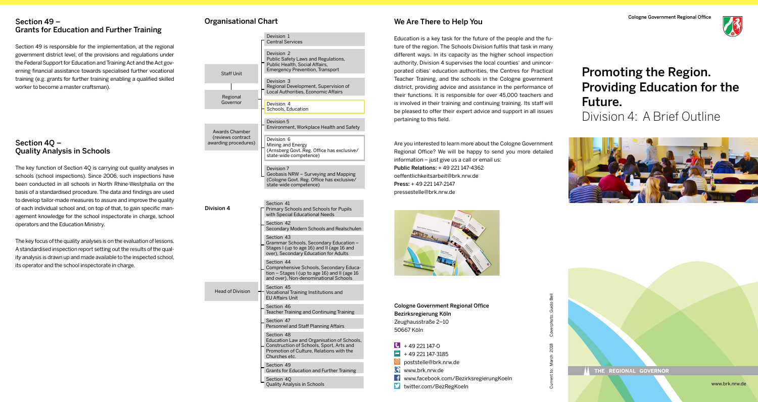## Section 49 – Grants for Education and Further Training

Section 49 is responsible for the implementation, at the regional government district level, of the provisions and regulations under the Federal Support for Education and Training Act and the Act governing financial assistance towards specialised further vocational training (e.g. grants for further training enabling a qualified skilled worker to become a master craftsman).

## Section 4Q – Quality Analysis in Schools

The key function of Section 4Q is carrying out quality analyses in schools (school inspections). Since 2006, such inspections have been conducted in all schools in North Rhine-Westphalia on the basis of a standardised procedure. The data and findings are used to develop tailor-made measures to assure and improve the quality of each individual school and, on top of that, to gain specific management knowledge for the school inspectorate in charge, school operators and the Education Ministry.

The key focus of the quality analyses is on the evaluation of lessons. A standardised inspection report setting out the results of the quality analysis is drawn up and made available to the inspected school, its operator and the school inspectorate in charge.

## Organisational Chart

- Staff Unit
- Regional Governor
- Awards Chamber (reviews contract awarding procedures)

- Devision 1 – Central Services
- Devision 2 – Public Safety Laws and Regulations, Public Health, Social Affairs, Emergency Prevention, Transport
- Devision 3 – Regional Development, Supervision of Local Authorities, Economic Affairs
- Devision 4 – Schools, Education
- Devision 5 – Environment, Workplace Health and Safety
- Devision 6 – Mining and Energy (Arnsberg Govt. Reg. Office has exclusive/ state-wide competence)
- Devision 7 – Geobasis NRW – Surveying and Mapping (Cologne Govt. Reg. Office has exclusive/ state-wide competence)

**Division 4**

Head of Division

- Section 41 – Primary Schools and Schools for Pupils with Special Educational Needs
- Section 42 – Secondary Modern Schools and Realschulen
- Section 43 – Grammar Schools, Secondary Education – Stages I (up to age 16) and II (age 16 and over), Secondary Education for Adults
- Section 44 – Comprehensive Schools, Secondary Education – Stages I (up to age 16) and II (age 16 and over), Non-denominational Schools
- Section 45 – Vocational Training Institutions and EU Affairs Unit
- Section 46 – Teacher Training and Continuing Training
- Section 47 – Personnel and Staff Planning Affairs
- Section 48 – Education Law and Organisation of Schools, Construction of Schools, Sport, Arts and Promotion of Culture, Relations with the Churches etc.
- Section 49 – Grants for Education and Further Training
- Section 4Q – Quality Analysis in Schools

## We Are There to Help You

Education is a key task for the future of the people and the future of the region. The Schools Division fulfils that task in many different ways. In its capacity as the higher school inspection authority, Division 4 supervises the local counties' and unincorporated cities' education authorities, the Centres for Practical Teacher Training, and the schools in the Cologne government district, providing advice and assistance in the performance of their functions. It is responsible for over 45,000 teachers and is involved in their training and continuing training. Its staff will be pleased to offer their expert advice and support in all issues pertaining to this field.

Are you interested to learn more about the Cologne Government Regional Office? We will be happy to send you more detailed information – just give us a call or email us:

**Public Relations:** + 49 221 147-4362
oeffentlichkeitsarbeit@brk.nrw.de
**Press:** + 49 221 147-2147
pressestelle@brk.nrw.de

**Cologne Government Regional Office**
**Bezirksregierung Köln**
Zeughausstraße 2–10
50667 Köln

+ 49 221 147-0
+ 49 221 147-3185
poststelle@brk.nrw.de
www.brk.nrw.de
www.facebook.com/BezirksregierungKoeln
twitter.com/BezRegKoeln

Current to: March 2018 Coverphoto: Guido Bell

Cologne Government Regional Office

# Promoting the Region. Providing Education for the Future.

## Division 4: A Brief Outline

THE REGIONAL GOVERNOR

www.brk.nrw.de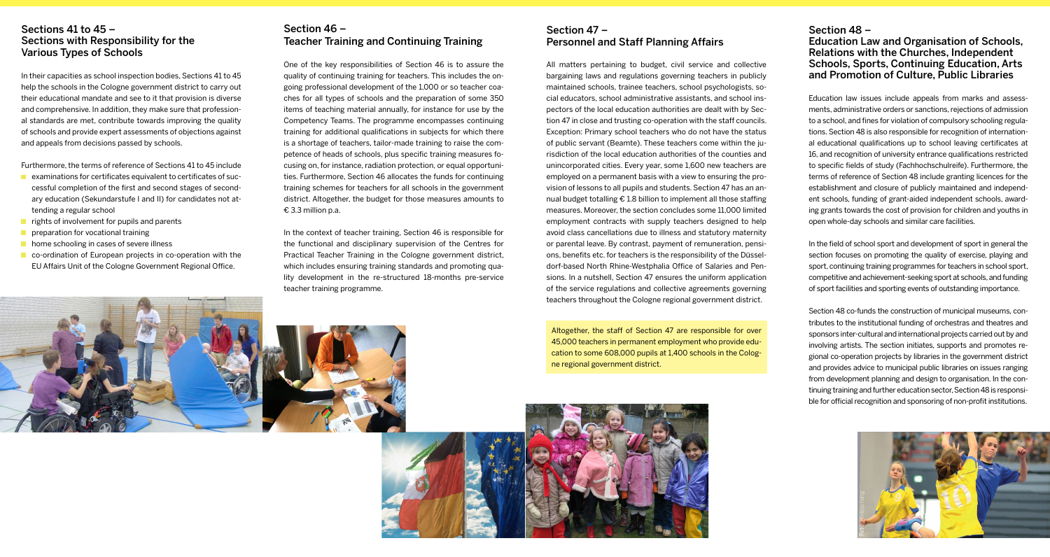## Sections 41 to 45 – Sections with Responsibility for the Various Types of Schools

In their capacities as school inspection bodies, Sections 41 to 45 help the schools in the Cologne government district to carry out their educational mandate and see to it that provision is diverse and comprehensive. In addition, they make sure that professional standards are met, contribute towards improving the quality of schools and provide expert assessments of objections against and appeals from decisions passed by schools.

Furthermore, the terms of reference of Sections 41 to 45 include

- examinations for certificates equivalent to certificates of successful completion of the first and second stages of secondary education (Sekundarstufe I and II) for candidates not attending a regular school
- rights of involvement for pupils and parents
- preparation for vocational training
- home schooling in cases of severe illness
- co-ordination of European projects in co-operation with the EU Affairs Unit of the Cologne Government Regional Office.

## Section 46 – Teacher Training and Continuing Training

One of the key responsibilities of Section 46 is to assure the quality of continuing training for teachers. This includes the ongoing professional development of the 1,000 or so teacher coaches for all types of schools and the preparation of some 350 items of teaching material annually, for instance for use by the Competency Teams. The programme encompasses continuing training for additional qualifications in subjects for which there is a shortage of teachers, tailor-made training to raise the competence of heads of schools, plus specific training measures focusing on, for instance, radiation protection, or equal opportunities. Furthermore, Section 46 allocates the funds for continuing training schemes for teachers for all schools in the government district. Altogether, the budget for those measures amounts to € 3.3 million p.a.

In the context of teacher training, Section 46 is responsible for the functional and disciplinary supervision of the Centres for Practical Teacher Training in the Cologne government district, which includes ensuring training standards and promoting quality development in the re-structured 18-months pre-service teacher training programme.

## Section 47 – Personnel and Staff Planning Affairs

All matters pertaining to budget, civil service and collective bargaining laws and regulations governing teachers in publicly maintained schools, trainee teachers, school psychologists, social educators, school administrative assistants, and school inspectors of the local education authorities are dealt with by Section 47 in close and trusting co-operation with the staff councils. Exception: Primary school teachers who do not have the status of public servant (Beamte). These teachers come within the jurisdiction of the local education authorities of the counties and unincorporated cities. Every year, some 1,600 new teachers are employed on a permanent basis with a view to ensuring the provision of lessons to all pupils and students. Section 47 has an annual budget totalling € 1.8 billion to implement all those staffing measures. Moreover, the section concludes some 11,000 limited employment contracts with supply teachers designed to help avoid class cancellations due to illness and statutory maternity or parental leave. By contrast, payment of remuneration, pensions, benefits etc. for teachers is the responsibility of the Düsseldorf-based North Rhine-Westphalia Office of Salaries and Pensions. In a nutshell, Section 47 ensures the uniform application of the service regulations and collective agreements governing teachers throughout the Cologne regional government district.

Altogether, the staff of Section 47 are responsible for over 45,000 teachers in permanent employment who provide education to some 608,000 pupils at 1,400 schools in the Cologne regional government district.

## Section 48 – Education Law and Organisation of Schools, Relations with the Churches, Independent Schools, Sports, Continuing Education, Arts and Promotion of Culture, Public Libraries

Education law issues include appeals from marks and assessments, administrative orders or sanctions, rejections of admission to a school, and fines for violation of compulsory schooling regulations. Section 48 is also responsible for recognition of international educational qualifications up to school leaving certificates at 16, and recognition of university entrance qualifications restricted to specific fields of study (Fachhochschulreife). Furthermore, the terms of reference of Section 48 include granting licences for the establishment and closure of publicly maintained and independent schools, funding of grant-aided independent schools, awarding grants towards the cost of provision for children and youths in open whole-day schools and similar care facilities.

In the field of school sport and development of sport in general the section focuses on promoting the quality of exercise, playing and sport, continuing training programmes for teachers in school sport, competitive and achievement-seeking sport at schools, and funding of sport facilities and sporting events of outstanding importance.

Section 48 co-funds the construction of municipal museums, contributes to the institutional funding of orchestras and theatres and sponsors inter-cultural and international projects carried out by and involving artists. The section initiates, supports and promotes regional co-operation projects by libraries in the government district and provides advice to municipal public libraries on issues ranging from development planning and design to organisation. In the continuing training and further education sector, Section 48 is responsible for official recognition and sponsoring of non-profit institutions.